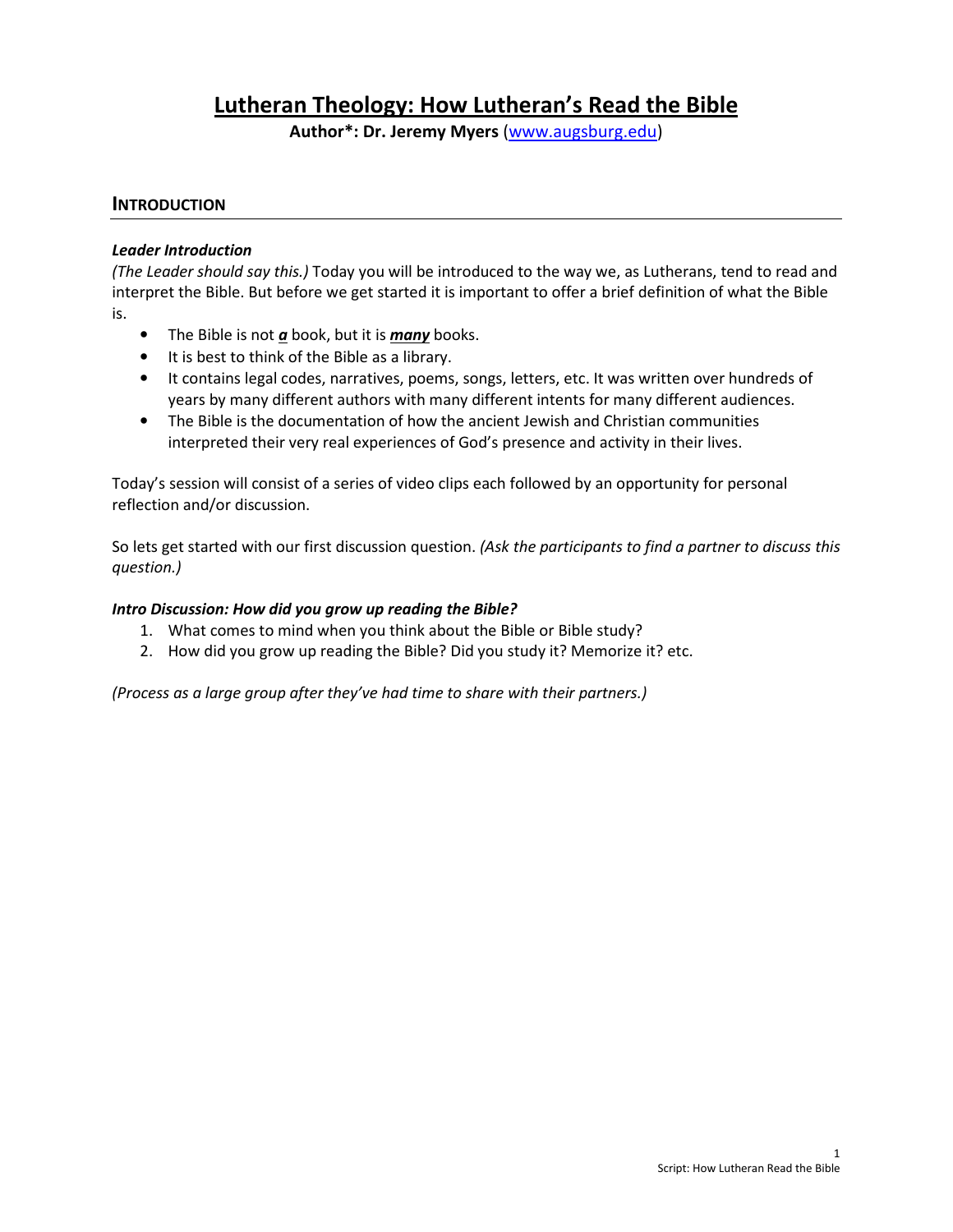# Lutheran Theology: How Lutheran's Read the Bible

**Author*: Dr. Jeremy Myers** ([www.augsburg.edu](http://www.augsburg.edu))

## Introduction

***Leader Introduction***

*(The Leader should say this.)* Today you will be introduced to the way we, as Lutherans, tend to read and interpret the Bible. But before we get started it is important to offer a brief definition of what the Bible is.

- The Bible is not ***a*** book, but it is ***many*** books.
- It is best to think of the Bible as a library.
- It contains legal codes, narratives, poems, songs, letters, etc. It was written over hundreds of years by many different authors with many different intents for many different audiences.
- The Bible is the documentation of how the ancient Jewish and Christian communities interpreted their very real experiences of God's presence and activity in their lives.

Today's session will consist of a series of video clips each followed by an opportunity for personal reflection and/or discussion.

So lets get started with our first discussion question. *(Ask the participants to find a partner to discuss this question.)*

***Intro Discussion: How did you grow up reading the Bible?***

1. What comes to mind when you think about the Bible or Bible study?
2. How did you grow up reading the Bible? Did you study it? Memorize it? etc.

*(Process as a large group after they've had time to share with their partners.)*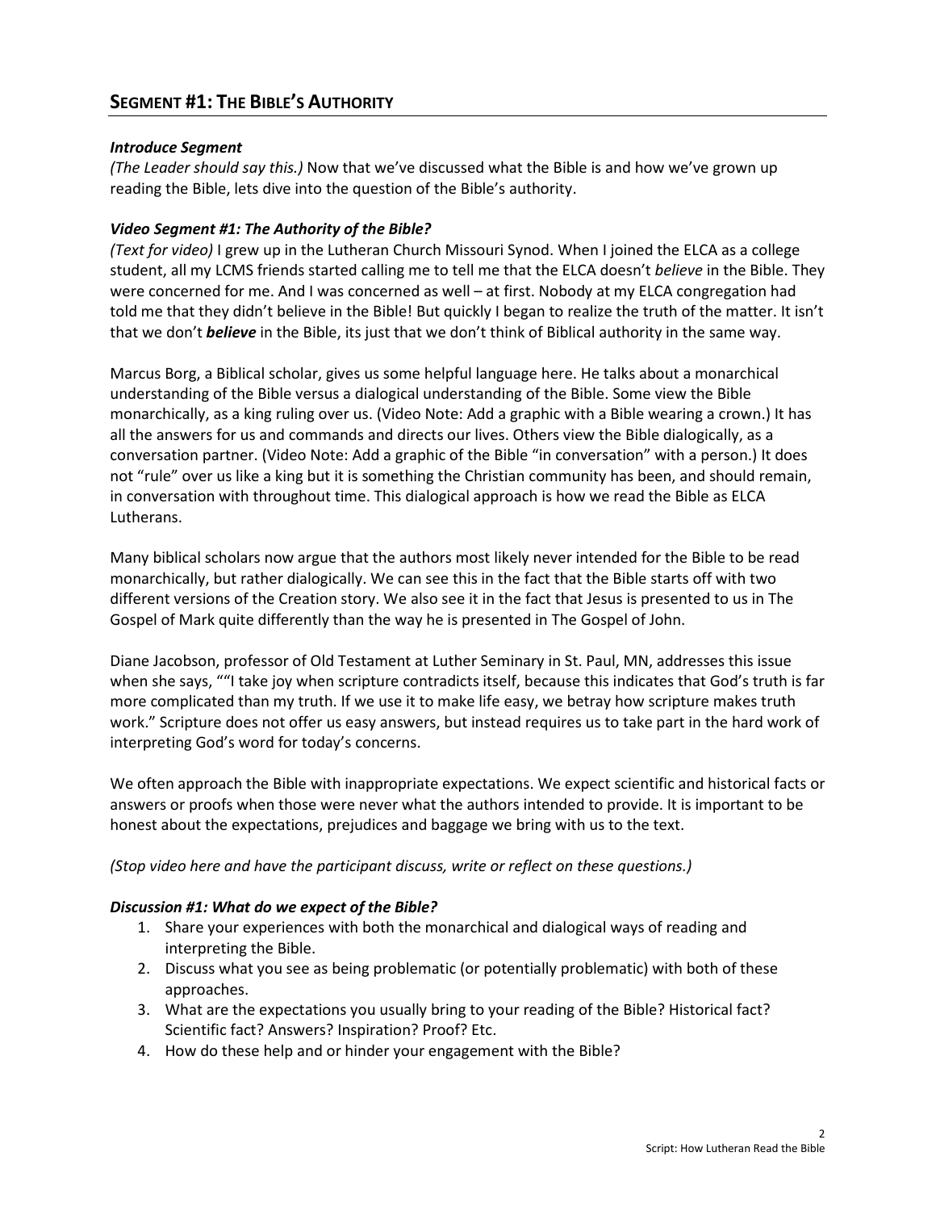## SEGMENT #1: THE BIBLE'S AUTHORITY

***Introduce Segment***

*(The Leader should say this.)* Now that we've discussed what the Bible is and how we've grown up reading the Bible, lets dive into the question of the Bible's authority.

***Video Segment #1: The Authority of the Bible?***

*(Text for video)* I grew up in the Lutheran Church Missouri Synod. When I joined the ELCA as a college student, all my LCMS friends started calling me to tell me that the ELCA doesn't *believe* in the Bible. They were concerned for me. And I was concerned as well – at first. Nobody at my ELCA congregation had told me that they didn't believe in the Bible! But quickly I began to realize the truth of the matter. It isn't that we don't ***believe*** in the Bible, its just that we don't think of Biblical authority in the same way.

Marcus Borg, a Biblical scholar, gives us some helpful language here. He talks about a monarchical understanding of the Bible versus a dialogical understanding of the Bible. Some view the Bible monarchically, as a king ruling over us. (Video Note: Add a graphic with a Bible wearing a crown.) It has all the answers for us and commands and directs our lives. Others view the Bible dialogically, as a conversation partner. (Video Note: Add a graphic of the Bible "in conversation" with a person.) It does not "rule" over us like a king but it is something the Christian community has been, and should remain, in conversation with throughout time. This dialogical approach is how we read the Bible as ELCA Lutherans.

Many biblical scholars now argue that the authors most likely never intended for the Bible to be read monarchically, but rather dialogically. We can see this in the fact that the Bible starts off with two different versions of the Creation story. We also see it in the fact that Jesus is presented to us in The Gospel of Mark quite differently than the way he is presented in The Gospel of John.

Diane Jacobson, professor of Old Testament at Luther Seminary in St. Paul, MN, addresses this issue when she says, ""I take joy when scripture contradicts itself, because this indicates that God's truth is far more complicated than my truth. If we use it to make life easy, we betray how scripture makes truth work." Scripture does not offer us easy answers, but instead requires us to take part in the hard work of interpreting God's word for today's concerns.

We often approach the Bible with inappropriate expectations. We expect scientific and historical facts or answers or proofs when those were never what the authors intended to provide. It is important to be honest about the expectations, prejudices and baggage we bring with us to the text.

*(Stop video here and have the participant discuss, write or reflect on these questions.)*

***Discussion #1: What do we expect of the Bible?***

1. Share your experiences with both the monarchical and dialogical ways of reading and interpreting the Bible.
2. Discuss what you see as being problematic (or potentially problematic) with both of these approaches.
3. What are the expectations you usually bring to your reading of the Bible? Historical fact? Scientific fact? Answers? Inspiration? Proof? Etc.
4. How do these help and or hinder your engagement with the Bible?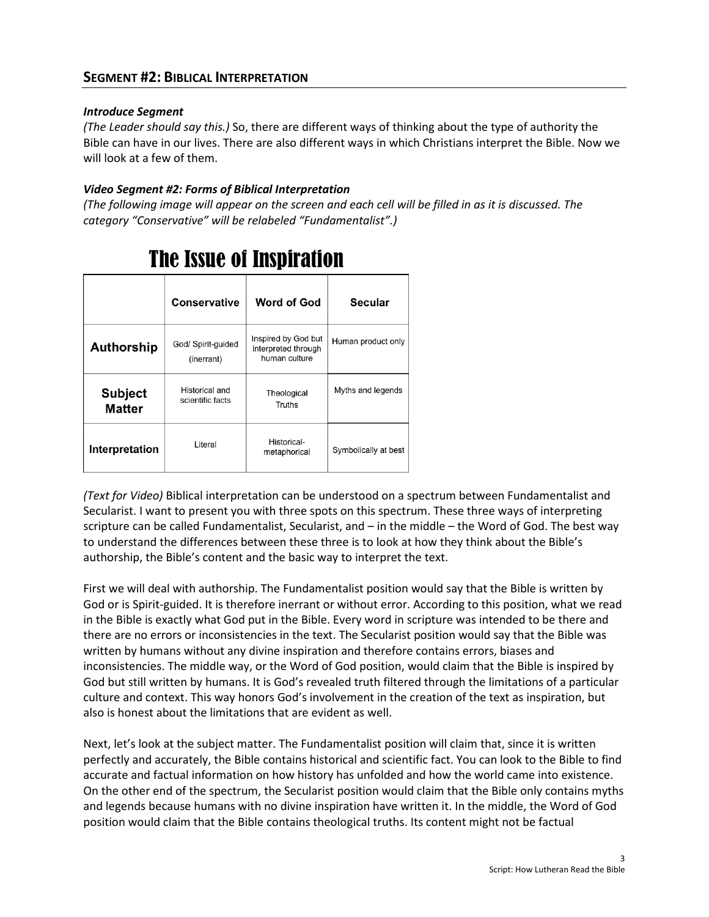## SEGMENT #2: BIBLICAL INTERPRETATION

***Introduce Segment***

*(The Leader should say this.)* So, there are different ways of thinking about the type of authority the Bible can have in our lives. There are also different ways in which Christians interpret the Bible. Now we will look at a few of them.

***Video Segment #2: Forms of Biblical Interpretation***

*(The following image will appear on the screen and each cell will be filled in as it is discussed. The category "Conservative" will be relabeled "Fundamentalist".)*

# The Issue of Inspiration

| | Conservative | Word of God | Secular |
|---|---|---|---|
| **Authorship** | God/ Spirit-guided (inerrant) | Inspired by God but interpreted through human culture | Human product only |
| **Subject Matter** | Historical and scientific facts | Theological Truths | Myths and legends |
| **Interpretation** | Literal | Historical-metaphorical | Symbolically at best |

*(Text for Video)* Biblical interpretation can be understood on a spectrum between Fundamentalist and Secularist. I want to present you with three spots on this spectrum. These three ways of interpreting scripture can be called Fundamentalist, Secularist, and – in the middle – the Word of God. The best way to understand the differences between these three is to look at how they think about the Bible's authorship, the Bible's content and the basic way to interpret the text.

First we will deal with authorship. The Fundamentalist position would say that the Bible is written by God or is Spirit-guided. It is therefore inerrant or without error. According to this position, what we read in the Bible is exactly what God put in the Bible. Every word in scripture was intended to be there and there are no errors or inconsistencies in the text. The Secularist position would say that the Bible was written by humans without any divine inspiration and therefore contains errors, biases and inconsistencies. The middle way, or the Word of God position, would claim that the Bible is inspired by God but still written by humans. It is God's revealed truth filtered through the limitations of a particular culture and context. This way honors God's involvement in the creation of the text as inspiration, but also is honest about the limitations that are evident as well.

Next, let's look at the subject matter. The Fundamentalist position will claim that, since it is written perfectly and accurately, the Bible contains historical and scientific fact. You can look to the Bible to find accurate and factual information on how history has unfolded and how the world came into existence. On the other end of the spectrum, the Secularist position would claim that the Bible only contains myths and legends because humans with no divine inspiration have written it. In the middle, the Word of God position would claim that the Bible contains theological truths. Its content might not be factual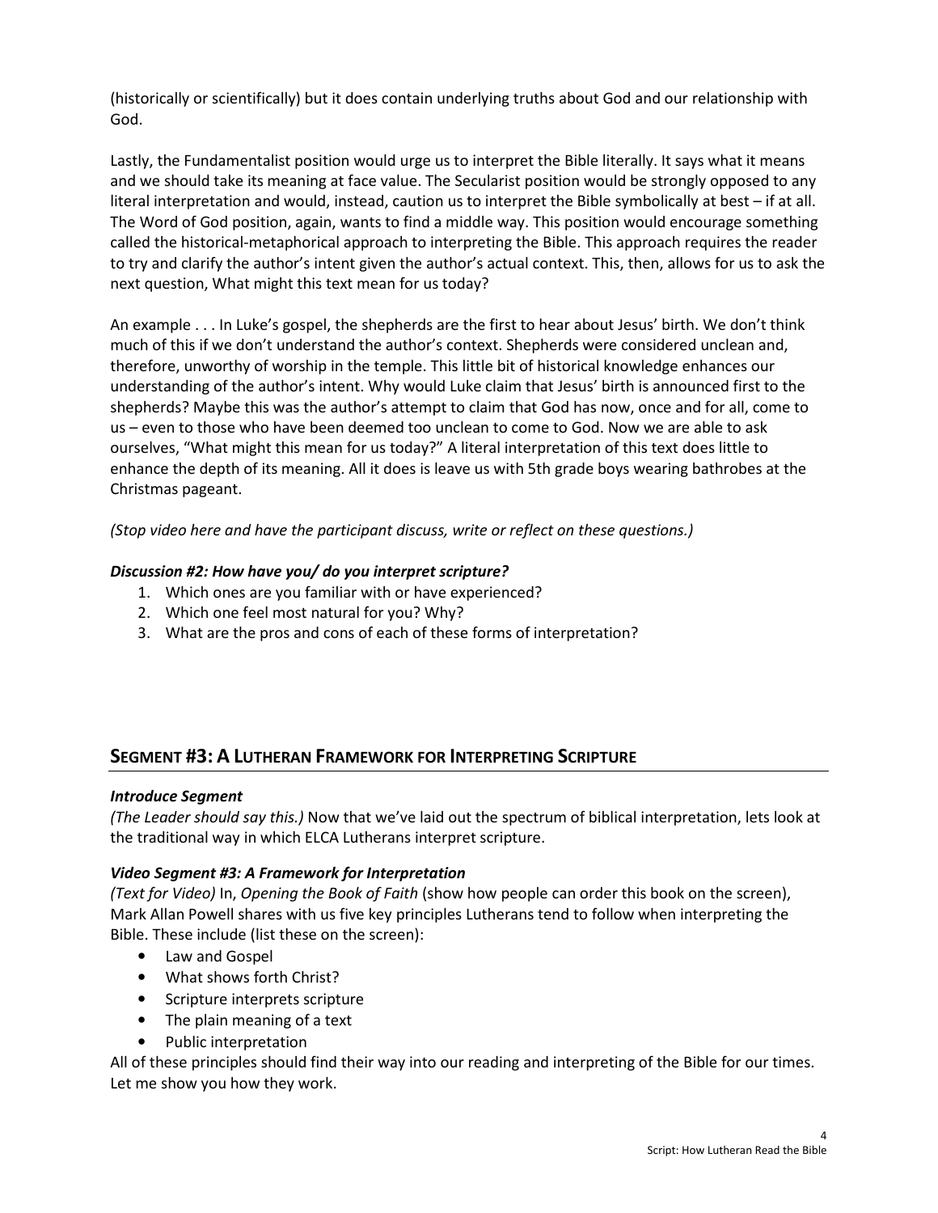(historically or scientifically) but it does contain underlying truths about God and our relationship with God.

Lastly, the Fundamentalist position would urge us to interpret the Bible literally. It says what it means and we should take its meaning at face value. The Secularist position would be strongly opposed to any literal interpretation and would, instead, caution us to interpret the Bible symbolically at best – if at all. The Word of God position, again, wants to find a middle way. This position would encourage something called the historical-metaphorical approach to interpreting the Bible. This approach requires the reader to try and clarify the author's intent given the author's actual context. This, then, allows for us to ask the next question, What might this text mean for us today?

An example . . . In Luke's gospel, the shepherds are the first to hear about Jesus' birth. We don't think much of this if we don't understand the author's context. Shepherds were considered unclean and, therefore, unworthy of worship in the temple. This little bit of historical knowledge enhances our understanding of the author's intent. Why would Luke claim that Jesus' birth is announced first to the shepherds? Maybe this was the author's attempt to claim that God has now, once and for all, come to us – even to those who have been deemed too unclean to come to God. Now we are able to ask ourselves, "What might this mean for us today?" A literal interpretation of this text does little to enhance the depth of its meaning. All it does is leave us with 5th grade boys wearing bathrobes at the Christmas pageant.

*(Stop video here and have the participant discuss, write or reflect on these questions.)*

***Discussion #2: How have you/ do you interpret scripture?***

1. Which ones are you familiar with or have experienced?
2. Which one feel most natural for you? Why?
3. What are the pros and cons of each of these forms of interpretation?

## Segment #3: A Lutheran Framework for Interpreting Scripture

***Introduce Segment***

*(The Leader should say this.)* Now that we've laid out the spectrum of biblical interpretation, lets look at the traditional way in which ELCA Lutherans interpret scripture.

***Video Segment #3: A Framework for Interpretation***

*(Text for Video)* In, *Opening the Book of Faith* (show how people can order this book on the screen), Mark Allan Powell shares with us five key principles Lutherans tend to follow when interpreting the Bible. These include (list these on the screen):

- Law and Gospel
- What shows forth Christ?
- Scripture interprets scripture
- The plain meaning of a text
- Public interpretation

All of these principles should find their way into our reading and interpreting of the Bible for our times. Let me show you how they work.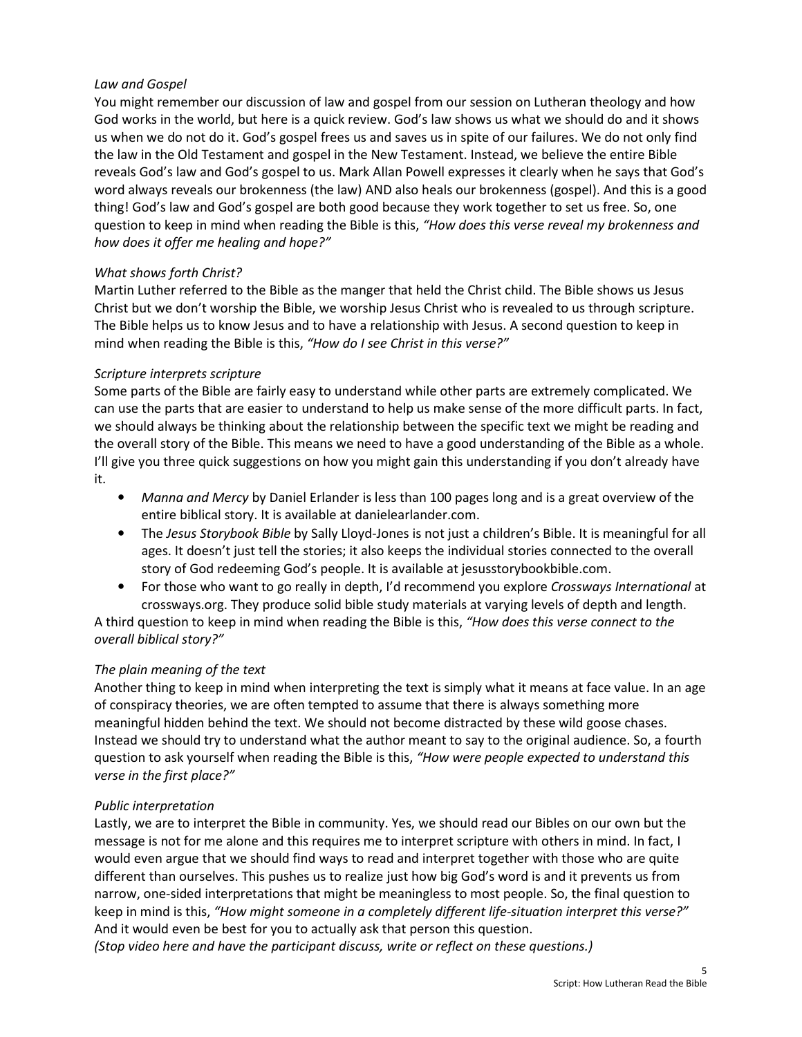*Law and Gospel*

You might remember our discussion of law and gospel from our session on Lutheran theology and how God works in the world, but here is a quick review. God's law shows us what we should do and it shows us when we do not do it. God's gospel frees us and saves us in spite of our failures. We do not only find the law in the Old Testament and gospel in the New Testament. Instead, we believe the entire Bible reveals God's law and God's gospel to us. Mark Allan Powell expresses it clearly when he says that God's word always reveals our brokenness (the law) AND also heals our brokenness (gospel). And this is a good thing! God's law and God's gospel are both good because they work together to set us free. So, one question to keep in mind when reading the Bible is this, *"How does this verse reveal my brokenness and how does it offer me healing and hope?"*

*What shows forth Christ?*

Martin Luther referred to the Bible as the manger that held the Christ child. The Bible shows us Jesus Christ but we don't worship the Bible, we worship Jesus Christ who is revealed to us through scripture. The Bible helps us to know Jesus and to have a relationship with Jesus. A second question to keep in mind when reading the Bible is this, *"How do I see Christ in this verse?"*

*Scripture interprets scripture*

Some parts of the Bible are fairly easy to understand while other parts are extremely complicated. We can use the parts that are easier to understand to help us make sense of the more difficult parts. In fact, we should always be thinking about the relationship between the specific text we might be reading and the overall story of the Bible. This means we need to have a good understanding of the Bible as a whole. I'll give you three quick suggestions on how you might gain this understanding if you don't already have it.

- *Manna and Mercy* by Daniel Erlander is less than 100 pages long and is a great overview of the entire biblical story. It is available at danielearlander.com.
- The *Jesus Storybook Bible* by Sally Lloyd-Jones is not just a children's Bible. It is meaningful for all ages. It doesn't just tell the stories; it also keeps the individual stories connected to the overall story of God redeeming God's people. It is available at jesusstorybookbible.com.
- For those who want to go really in depth, I'd recommend you explore *Crossways International* at crossways.org. They produce solid bible study materials at varying levels of depth and length.

A third question to keep in mind when reading the Bible is this, *"How does this verse connect to the overall biblical story?"*

*The plain meaning of the text*

Another thing to keep in mind when interpreting the text is simply what it means at face value. In an age of conspiracy theories, we are often tempted to assume that there is always something more meaningful hidden behind the text. We should not become distracted by these wild goose chases. Instead we should try to understand what the author meant to say to the original audience. So, a fourth question to ask yourself when reading the Bible is this, *"How were people expected to understand this verse in the first place?"*

*Public interpretation*

Lastly, we are to interpret the Bible in community. Yes, we should read our Bibles on our own but the message is not for me alone and this requires me to interpret scripture with others in mind. In fact, I would even argue that we should find ways to read and interpret together with those who are quite different than ourselves. This pushes us to realize just how big God's word is and it prevents us from narrow, one-sided interpretations that might be meaningless to most people. So, the final question to keep in mind is this, *"How might someone in a completely different life-situation interpret this verse?"* And it would even be best for you to actually ask that person this question.

*(Stop video here and have the participant discuss, write or reflect on these questions.)*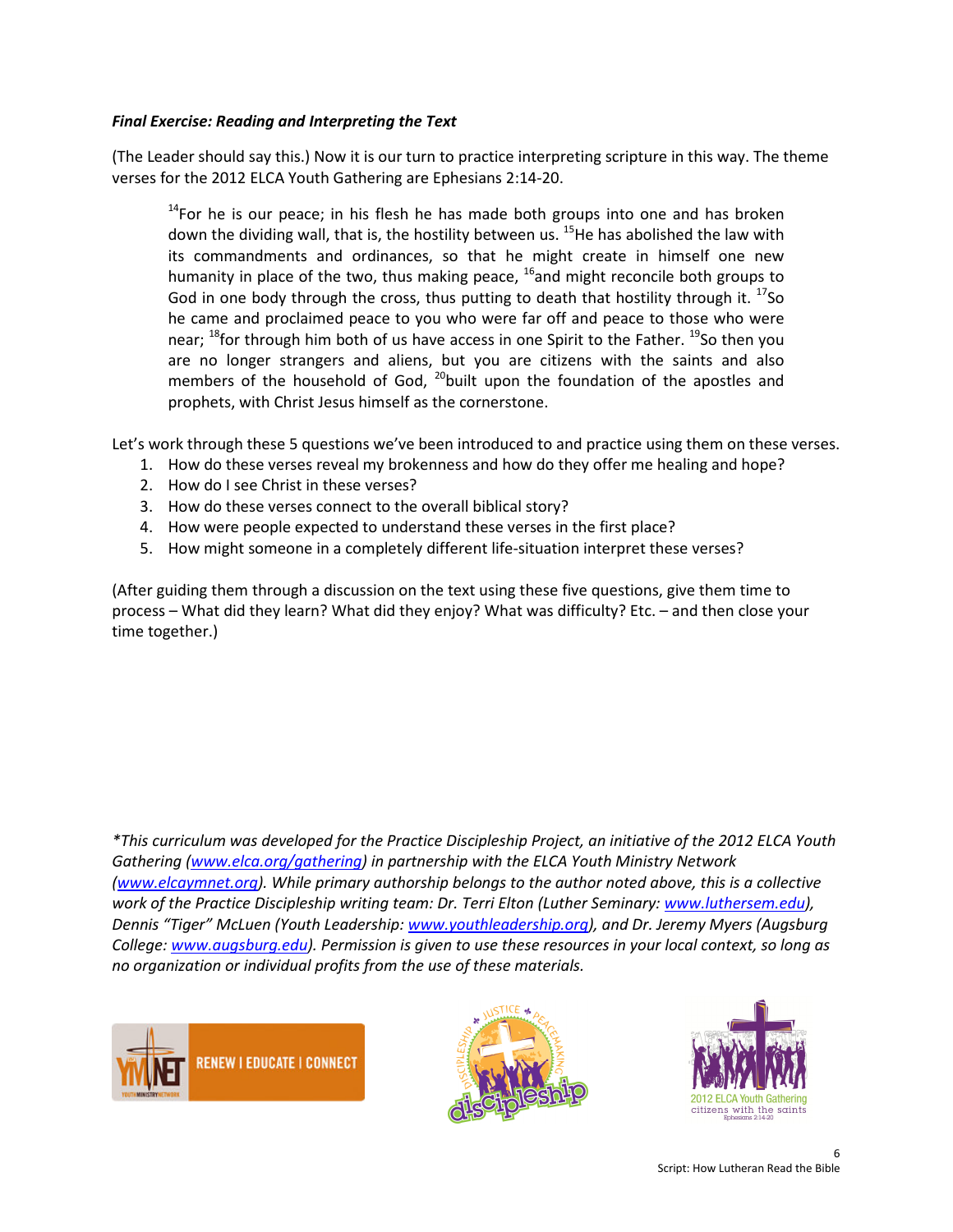***Final Exercise: Reading and Interpreting the Text***

(The Leader should say this.) Now it is our turn to practice interpreting scripture in this way. The theme verses for the 2012 ELCA Youth Gathering are Ephesians 2:14-20.

> [14]For he is our peace; in his flesh he has made both groups into one and has broken down the dividing wall, that is, the hostility between us. [15]He has abolished the law with its commandments and ordinances, so that he might create in himself one new humanity in place of the two, thus making peace, [16]and might reconcile both groups to God in one body through the cross, thus putting to death that hostility through it. [17]So he came and proclaimed peace to you who were far off and peace to those who were near; [18]for through him both of us have access in one Spirit to the Father. [19]So then you are no longer strangers and aliens, but you are citizens with the saints and also members of the household of God, [20]built upon the foundation of the apostles and prophets, with Christ Jesus himself as the cornerstone.

Let's work through these 5 questions we've been introduced to and practice using them on these verses.

1. How do these verses reveal my brokenness and how do they offer me healing and hope?
2. How do I see Christ in these verses?
3. How do these verses connect to the overall biblical story?
4. How were people expected to understand these verses in the first place?
5. How might someone in a completely different life-situation interpret these verses?

(After guiding them through a discussion on the text using these five questions, give them time to process – What did they learn? What did they enjoy? What was difficulty? Etc. – and then close your time together.)

*\*This curriculum was developed for the Practice Discipleship Project, an initiative of the 2012 ELCA Youth Gathering (www.elca.org/gathering) in partnership with the ELCA Youth Ministry Network (www.elcaymnet.org). While primary authorship belongs to the author noted above, this is a collective work of the Practice Discipleship writing team: Dr. Terri Elton (Luther Seminary: www.luthersem.edu), Dennis "Tiger" McLuen (Youth Leadership: www.youthleadership.org), and Dr. Jeremy Myers (Augsburg College: www.augsburg.edu). Permission is given to use these resources in your local context, so long as no organization or individual profits from the use of these materials.*

YMNET YOUTH MINISTRY NETWORK | RENEW | EDUCATE | CONNECT

JUSTICE PEACEMAKING DISCIPLESHIP discipleship

2012 ELCA Youth Gathering
citizens with the saints
Ephesians 2:14-20